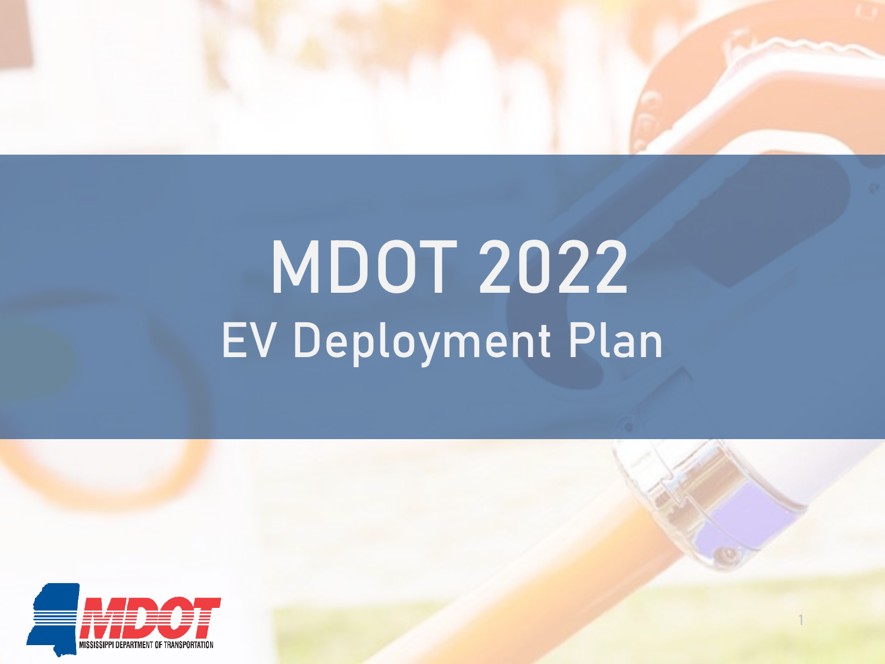# MDOT 2022

## EV Deployment Plan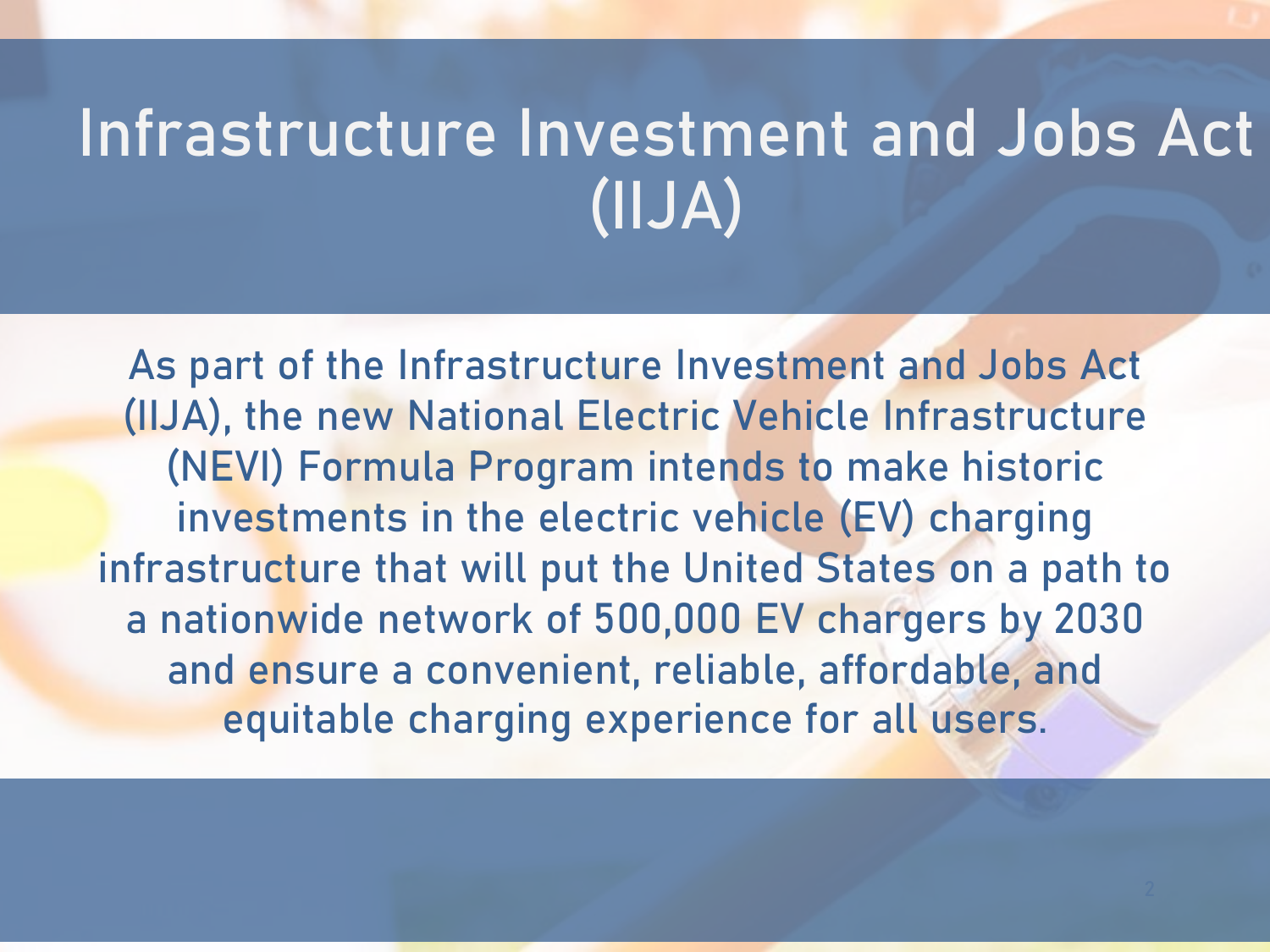# Infrastructure Investment and Jobs Act (IIJA)

As part of the Infrastructure Investment and Jobs Act (IIJA), the new National Electric Vehicle Infrastructure (NEVI) Formula Program intends to make historic investments in the electric vehicle (EV) charging infrastructure that will put the United States on a path to a nationwide network of 500,000 EV chargers by 2030 and ensure a convenient, reliable, affordable, and equitable charging experience for all users.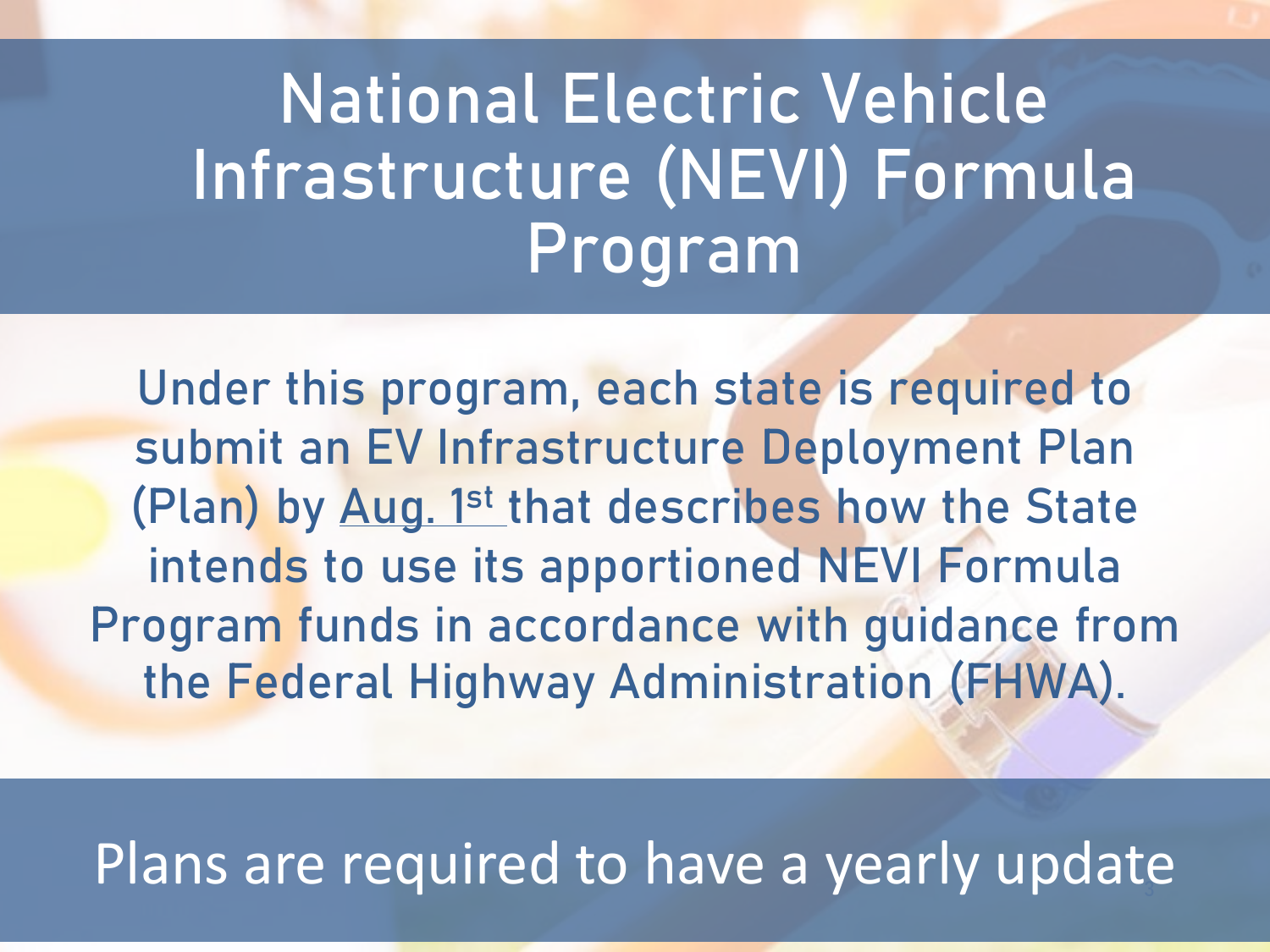# National Electric Vehicle Infrastructure (NEVI) Formula Program

Under this program, each state is required to submit an EV Infrastructure Deployment Plan (Plan) by Aug. 1st that describes how the State intends to use its apportioned NEVI Formula Program funds in accordance with guidance from the Federal Highway Administration (FHWA).

Plans are required to have a yearly update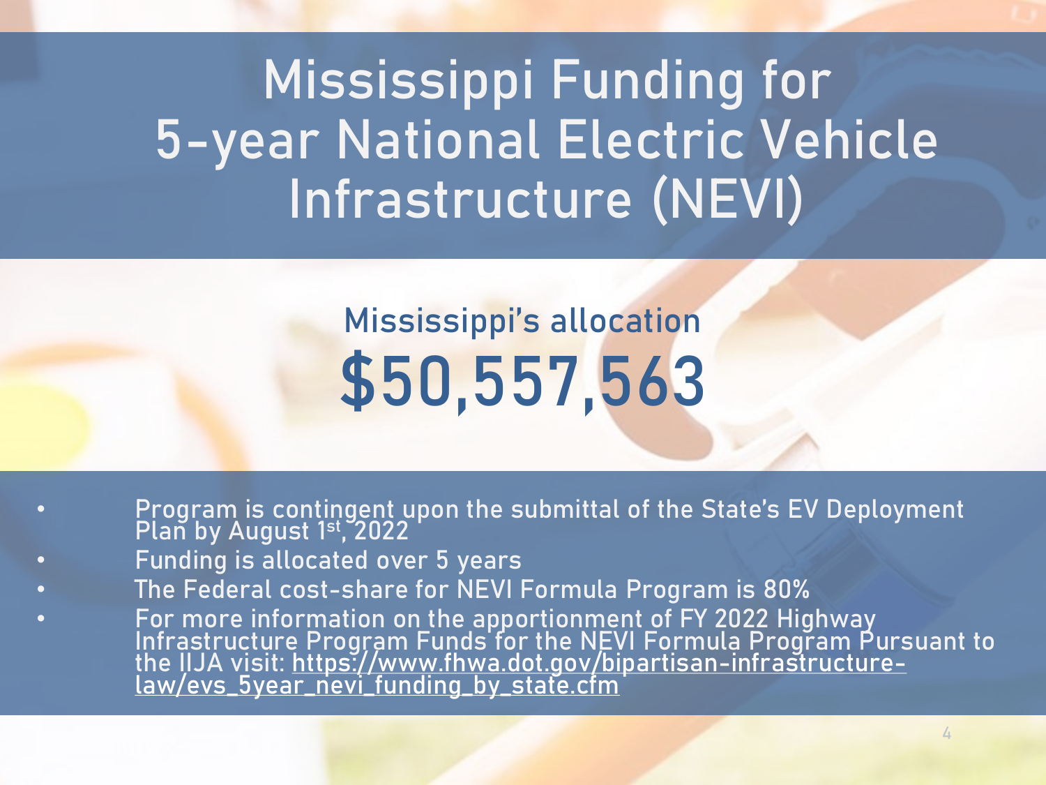# Mississippi Funding for 5-year National Electric Vehicle Infrastructure (NEVI)

## Mississippi's allocation

## $50,557,563

- Program is contingent upon the submittal of the State's EV Deployment Plan by August 1st, 2022
- Funding is allocated over 5 years
- The Federal cost-share for NEVI Formula Program is 80%
- For more information on the apportionment of FY 2022 Highway Infrastructure Program Funds for the NEVI Formula Program Pursuant to the IIJA visit: https://www.fhwa.dot.gov/bipartisan-infrastructure-law/evs_5year_nevi_funding_by_state.cfm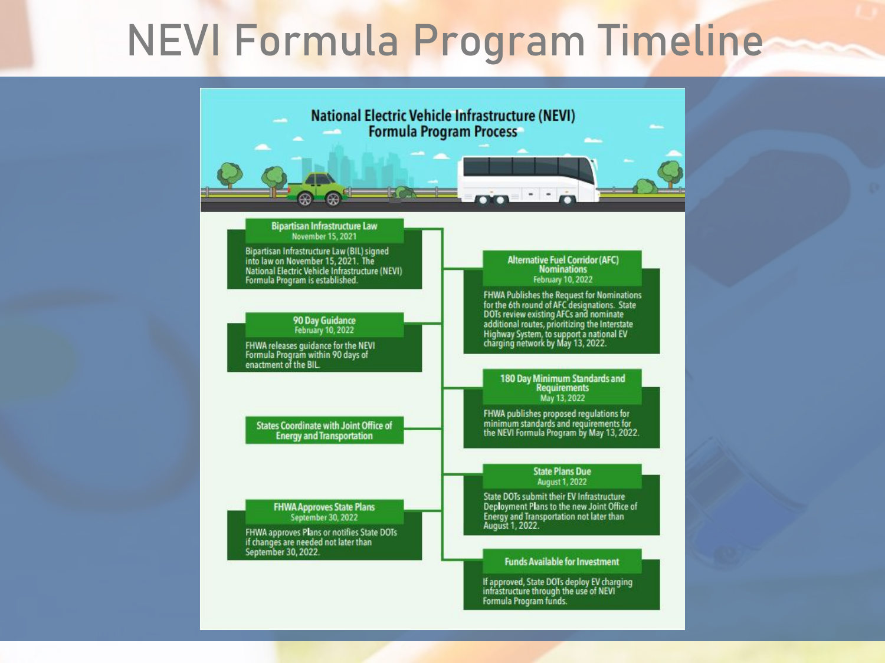# NEVI Formula Program Timeline

## National Electric Vehicle Infrastructure (NEVI) Formula Program Process

**Bipartisan Infrastructure Law**
November 15, 2021

Bipartisan Infrastructure Law (BIL) signed into law on November 15, 2021. The National Electric Vehicle Infrastructure (NEVI) Formula Program is established.

**Alternative Fuel Corridor (AFC) Nominations**
February 10, 2022

FHWA Publishes the Request for Nominations for the 6th round of AFC designations. State DOTs review existing AFCs and nominate additional routes, prioritizing the Interstate Highway System, to support a national EV charging network by May 13, 2022.

**90 Day Guidance**
February 10, 2022

FHWA releases guidance for the NEVI Formula Program within 90 days of enactment of the BIL.

**180 Day Minimum Standards and Requirements**
May 13, 2022

FHWA publishes proposed regulations for minimum standards and requirements for the NEVI Formula Program by May 13, 2022.

**States Coordinate with Joint Office of Energy and Transportation**

**State Plans Due**
August 1, 2022

State DOTs submit their EV Infrastructure Deployment Plans to the new Joint Office of Energy and Transportation not later than August 1, 2022.

**FHWA Approves State Plans**
September 30, 2022

FHWA approves Plans or notifies State DOTs if changes are needed not later than September 30, 2022.

**Funds Available for Investment**

If approved, State DOTs deploy EV charging infrastructure through the use of NEVI Formula Program funds.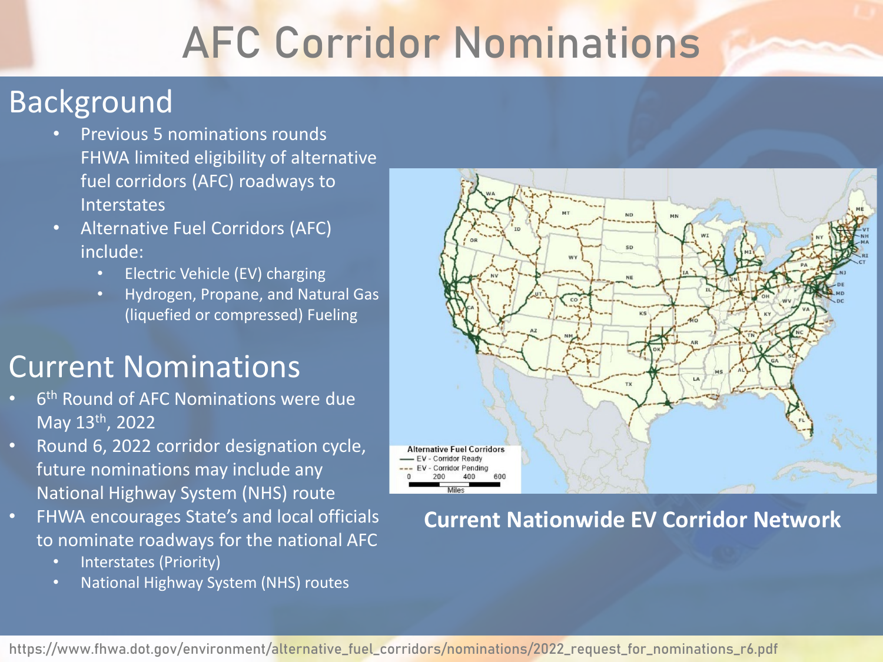# AFC Corridor Nominations

## Background

- Previous 5 nominations rounds FHWA limited eligibility of alternative fuel corridors (AFC) roadways to Interstates
- Alternative Fuel Corridors (AFC) include:
  - Electric Vehicle (EV) charging
  - Hydrogen, Propane, and Natural Gas (liquefied or compressed) Fueling

## Current Nominations

- 6th Round of AFC Nominations were due May 13th, 2022
- Round 6, 2022 corridor designation cycle, future nominations may include any National Highway System (NHS) route
- FHWA encourages State's and local officials to nominate roadways for the national AFC
  - Interstates (Priority)
  - National Highway System (NHS) routes

**Current Nationwide EV Corridor Network**

https://www.fhwa.dot.gov/environment/alternative_fuel_corridors/nominations/2022_request_for_nominations_r6.pdf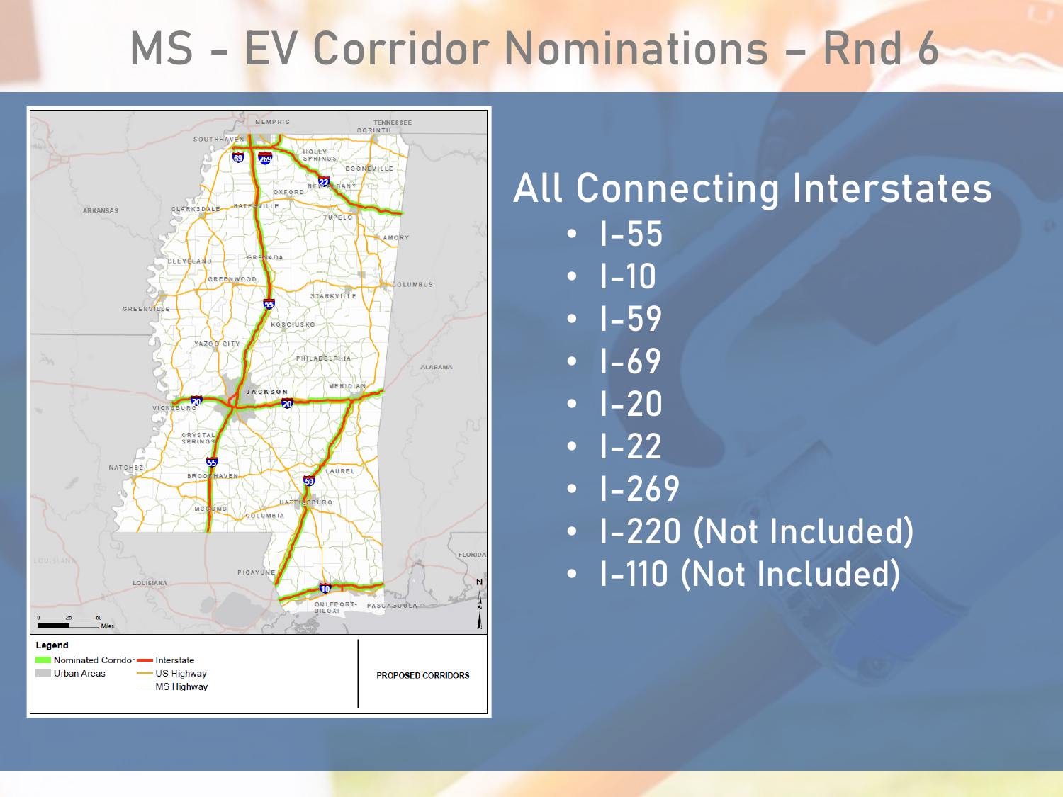# MS - EV Corridor Nominations – Rnd 6

## All Connecting Interstates

- I-55
- I-10
- I-59
- I-69
- I-20
- I-22
- I-269
- I-220 (Not Included)
- I-110 (Not Included)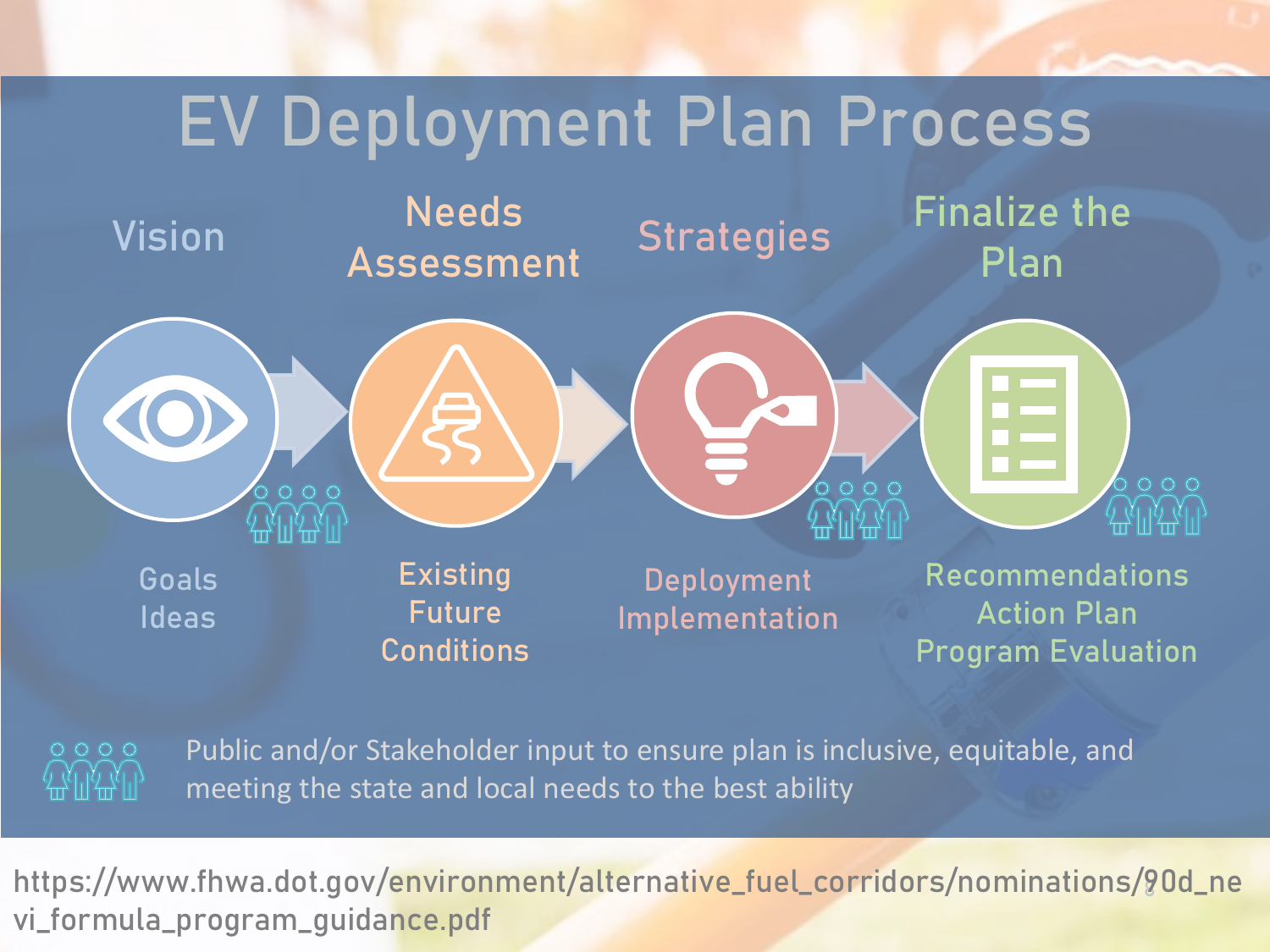# EV Deployment Plan Process

**Vision**
- Goals
- Ideas

**Needs Assessment**
- Existing
- Future
- Conditions

**Strategies**
- Deployment
- Implementation

**Finalize the Plan**
- Recommendations
- Action Plan
- Program Evaluation

Public and/or Stakeholder input to ensure plan is inclusive, equitable, and meeting the state and local needs to the best ability

https://www.fhwa.dot.gov/environment/alternative_fuel_corridors/nominations/90d_nevi_formula_program_guidance.pdf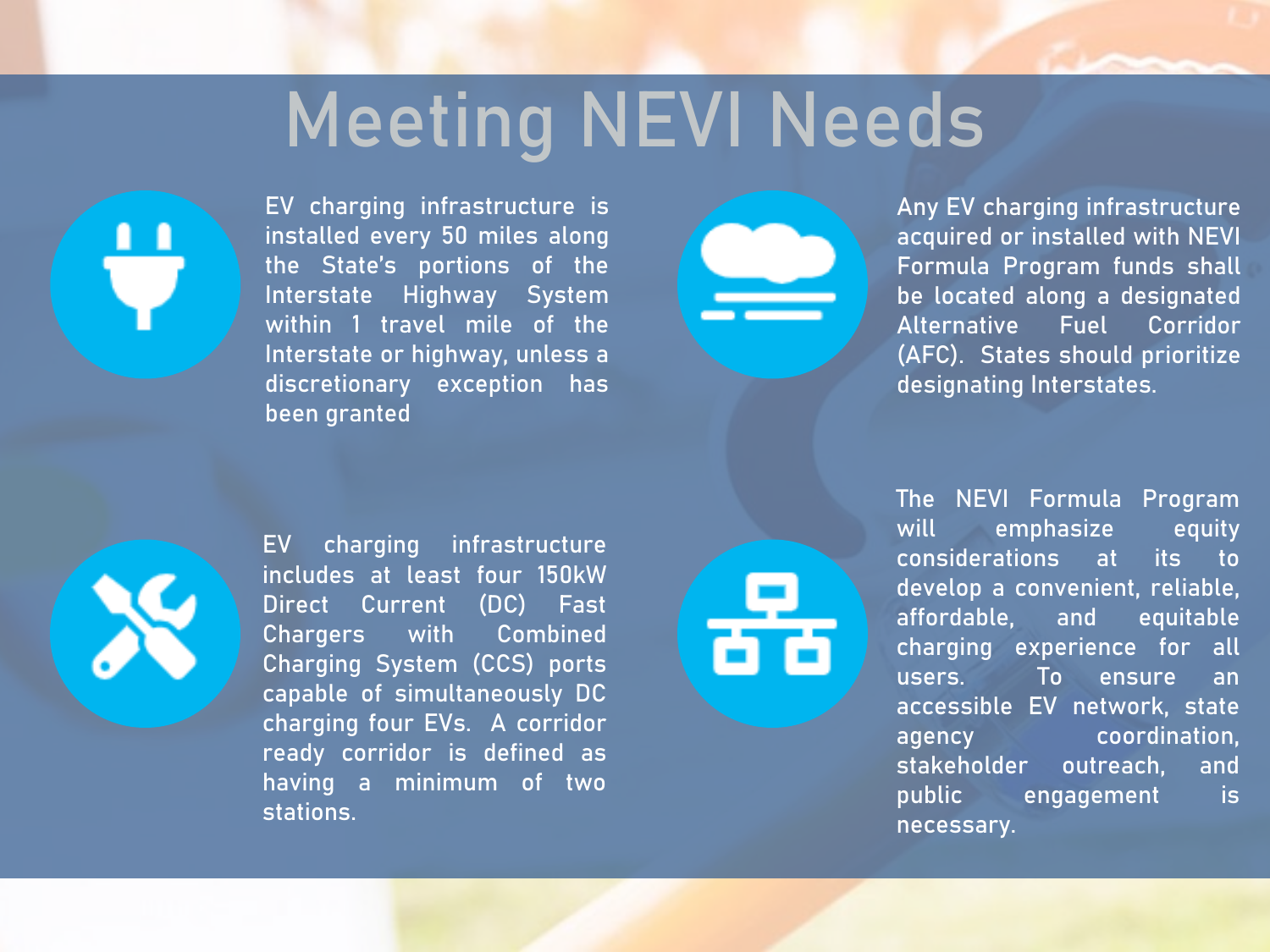# Meeting NEVI Needs

EV charging infrastructure is installed every 50 miles along the State's portions of the Interstate Highway System within 1 travel mile of the Interstate or highway, unless a discretionary exception has been granted

Any EV charging infrastructure acquired or installed with NEVI Formula Program funds shall be located along a designated Alternative Fuel Corridor (AFC). States should prioritize designating Interstates.

EV charging infrastructure includes at least four 150kW Direct Current (DC) Fast Chargers with Combined Charging System (CCS) ports capable of simultaneously DC charging four EVs. A corridor ready corridor is defined as having a minimum of two stations.

The NEVI Formula Program will emphasize equity considerations at its to develop a convenient, reliable, affordable, and equitable charging experience for all users. To ensure an accessible EV network, state agency coordination, stakeholder outreach, and public engagement is necessary.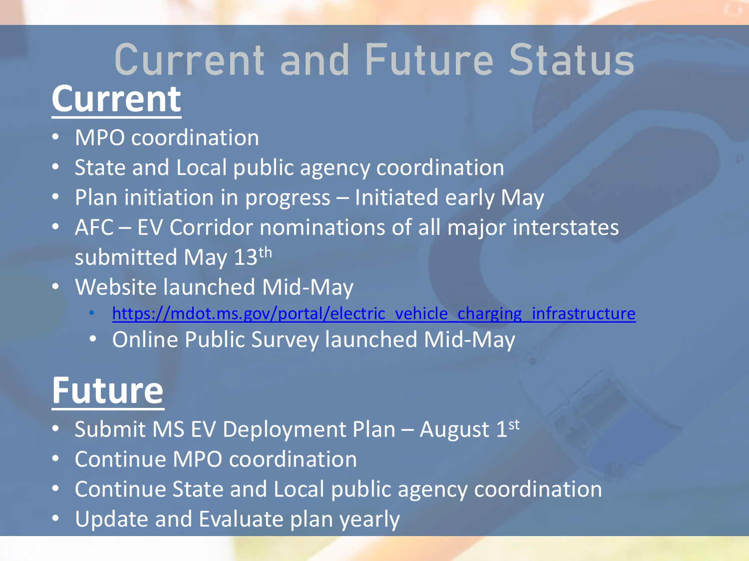# Current and Future Status

## Current

- MPO coordination
- State and Local public agency coordination
- Plan initiation in progress – Initiated early May
- AFC – EV Corridor nominations of all major interstates submitted May 13th
- Website launched Mid-May
  - https://mdot.ms.gov/portal/electric_vehicle_charging_infrastructure
  - Online Public Survey launched Mid-May

## Future

- Submit MS EV Deployment Plan – August 1st
- Continue MPO coordination
- Continue State and Local public agency coordination
- Update and Evaluate plan yearly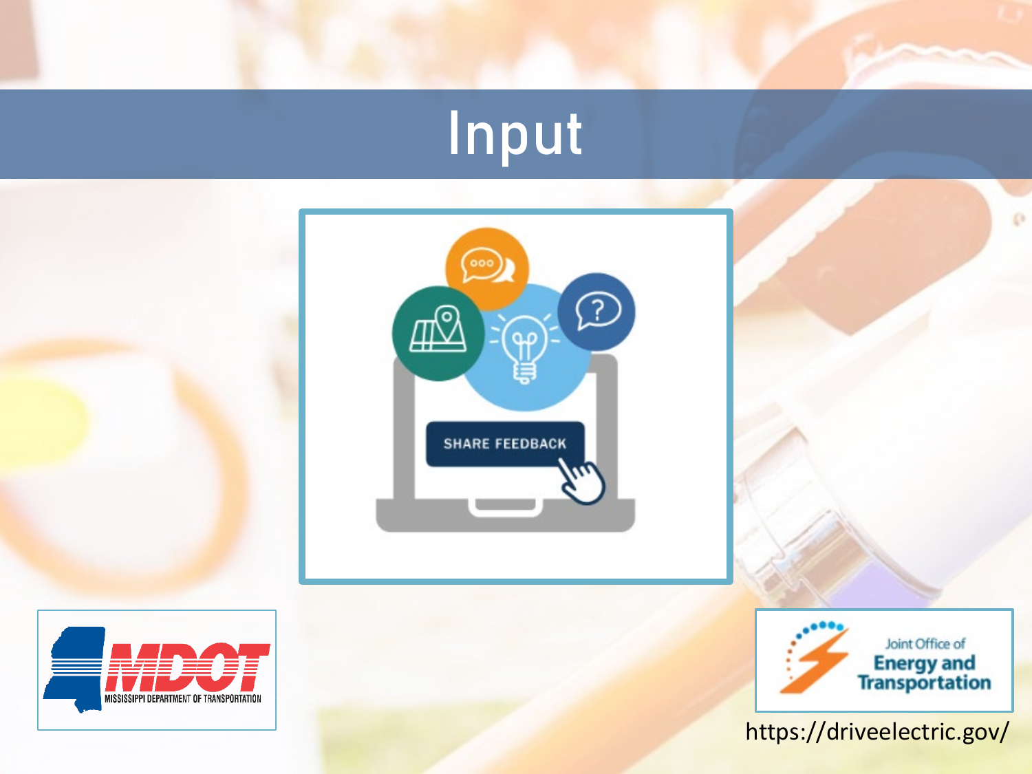# Input

SHARE FEEDBACK

MDOT
MISSISSIPPI DEPARTMENT OF TRANSPORTATION

Joint Office of Energy and Transportation

https://driveelectric.gov/